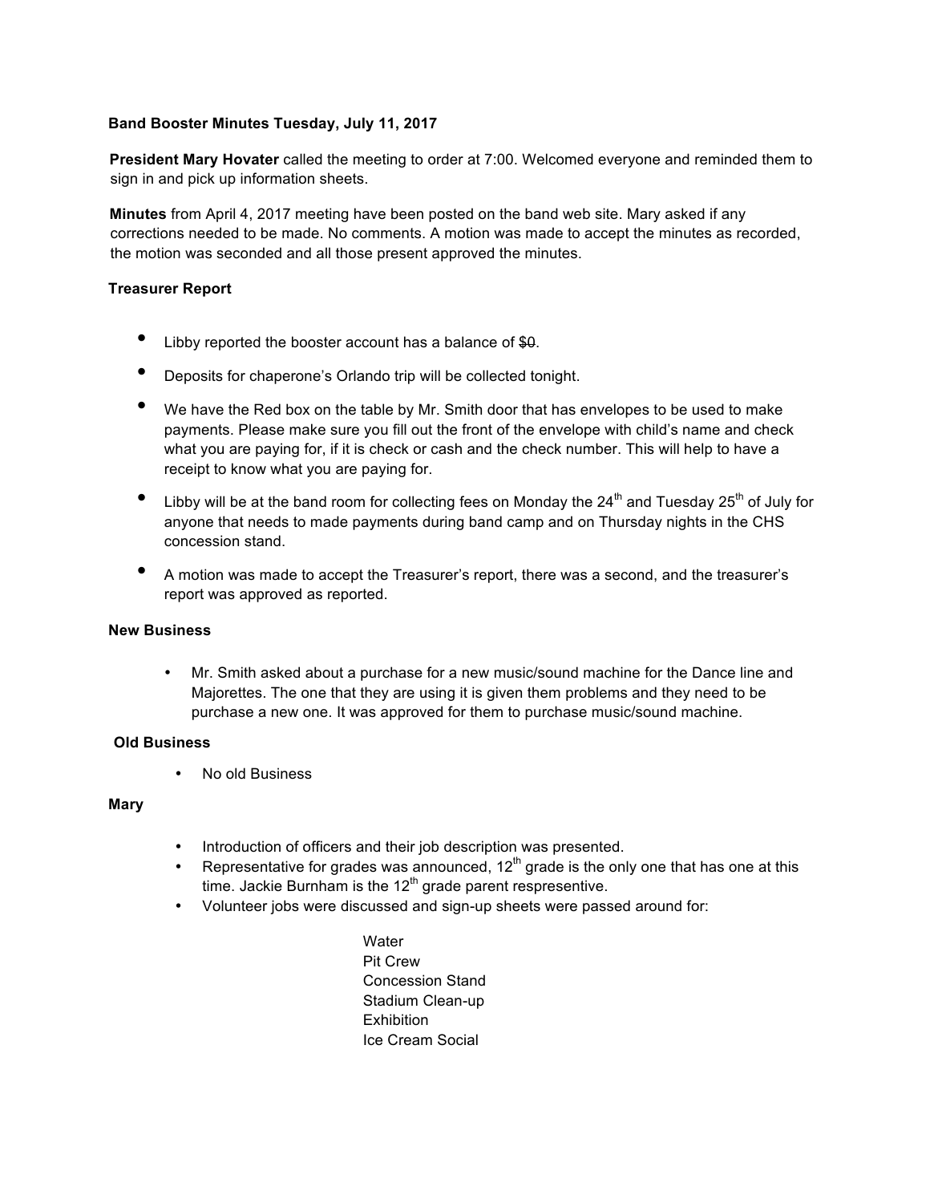**Band Booster Minutes Tuesday, July 11, 2017**

**President Mary Hovater** called the meeting to order at 7:00. Welcomed everyone and reminded them to sign in and pick up information sheets.

**Minutes** from April 4, 2017 meeting have been posted on the band web site. Mary asked if any corrections needed to be made. No comments. A motion was made to accept the minutes as recorded, the motion was seconded and all those present approved the minutes.

**Treasurer Report**

- Libby reported the booster account has a balance of ~~$0~~.
- Deposits for chaperone's Orlando trip will be collected tonight.
- We have the Red box on the table by Mr. Smith door that has envelopes to be used to make payments. Please make sure you fill out the front of the envelope with child's name and check what you are paying for, if it is check or cash and the check number. This will help to have a receipt to know what you are paying for.
- Libby will be at the band room for collecting fees on Monday the 24th and Tuesday 25th of July for anyone that needs to made payments during band camp and on Thursday nights in the CHS concession stand.
- A motion was made to accept the Treasurer's report, there was a second, and the treasurer's report was approved as reported.

**New Business**

- Mr. Smith asked about a purchase for a new music/sound machine for the Dance line and Majorettes. The one that they are using it is given them problems and they need to be purchase a new one. It was approved for them to purchase music/sound machine.

**Old Business**

- No old Business

**Mary**

- Introduction of officers and their job description was presented.
- Representative for grades was announced, 12th grade is the only one that has one at this time. Jackie Burnham is the 12th grade parent respresentive.
- Volunteer jobs were discussed and sign-up sheets were passed around for:

  Water
  Pit Crew
  Concession Stand
  Stadium Clean-up
  Exhibition
  Ice Cream Social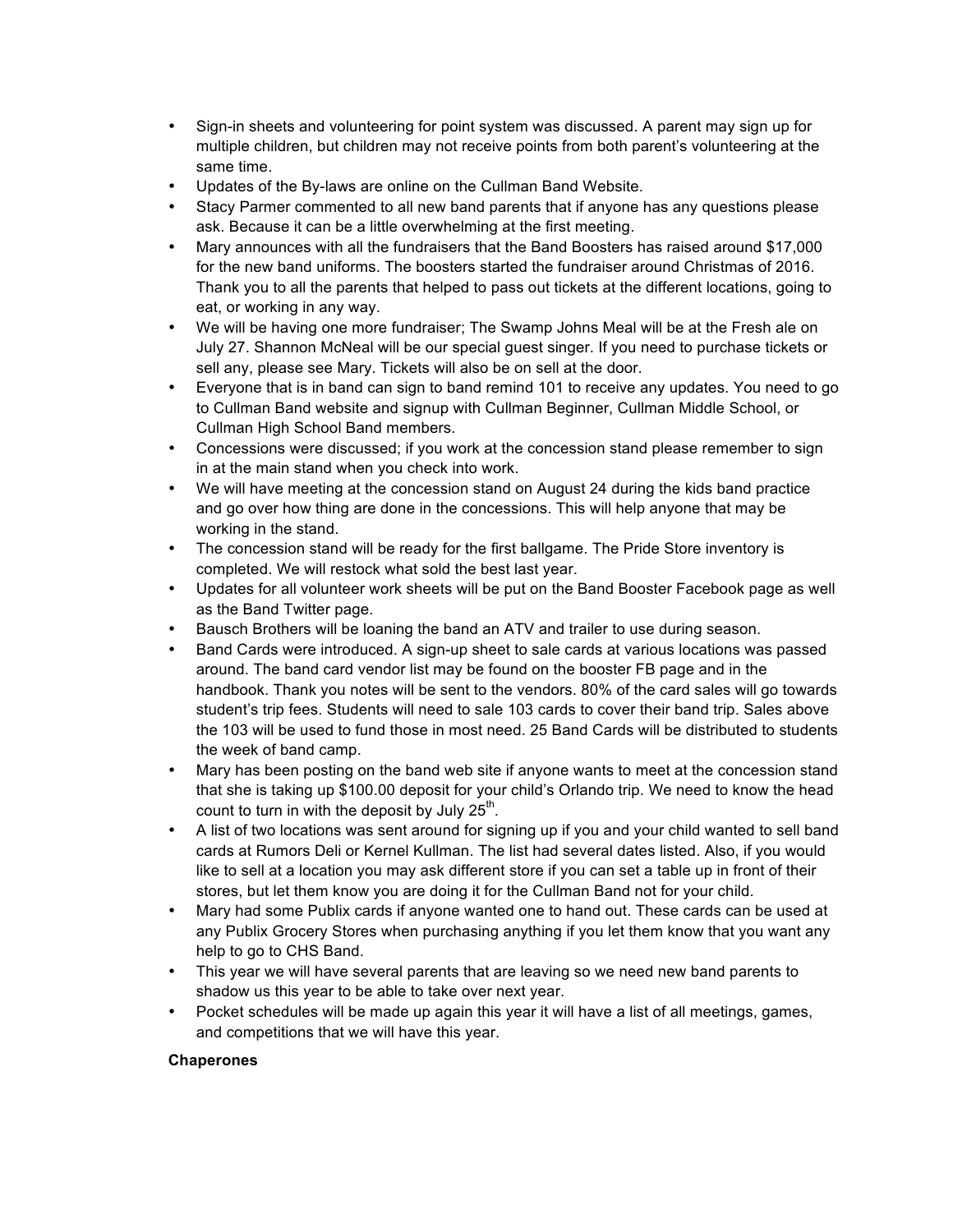- Sign-in sheets and volunteering for point system was discussed. A parent may sign up for multiple children, but children may not receive points from both parent's volunteering at the same time.
- Updates of the By-laws are online on the Cullman Band Website.
- Stacy Parmer commented to all new band parents that if anyone has any questions please ask. Because it can be a little overwhelming at the first meeting.
- Mary announces with all the fundraisers that the Band Boosters has raised around $17,000 for the new band uniforms. The boosters started the fundraiser around Christmas of 2016. Thank you to all the parents that helped to pass out tickets at the different locations, going to eat, or working in any way.
- We will be having one more fundraiser; The Swamp Johns Meal will be at the Fresh ale on July 27. Shannon McNeal will be our special guest singer. If you need to purchase tickets or sell any, please see Mary. Tickets will also be on sell at the door.
- Everyone that is in band can sign to band remind 101 to receive any updates. You need to go to Cullman Band website and signup with Cullman Beginner, Cullman Middle School, or Cullman High School Band members.
- Concessions were discussed; if you work at the concession stand please remember to sign in at the main stand when you check into work.
- We will have meeting at the concession stand on August 24 during the kids band practice and go over how thing are done in the concessions. This will help anyone that may be working in the stand.
- The concession stand will be ready for the first ballgame. The Pride Store inventory is completed. We will restock what sold the best last year.
- Updates for all volunteer work sheets will be put on the Band Booster Facebook page as well as the Band Twitter page.
- Bausch Brothers will be loaning the band an ATV and trailer to use during season.
- Band Cards were introduced. A sign-up sheet to sale cards at various locations was passed around. The band card vendor list may be found on the booster FB page and in the handbook. Thank you notes will be sent to the vendors. 80% of the card sales will go towards student's trip fees. Students will need to sale 103 cards to cover their band trip. Sales above the 103 will be used to fund those in most need. 25 Band Cards will be distributed to students the week of band camp.
- Mary has been posting on the band web site if anyone wants to meet at the concession stand that she is taking up $100.00 deposit for your child's Orlando trip. We need to know the head count to turn in with the deposit by July 25th.
- A list of two locations was sent around for signing up if you and your child wanted to sell band cards at Rumors Deli or Kernel Kullman. The list had several dates listed. Also, if you would like to sell at a location you may ask different store if you can set a table up in front of their stores, but let them know you are doing it for the Cullman Band not for your child.
- Mary had some Publix cards if anyone wanted one to hand out. These cards can be used at any Publix Grocery Stores when purchasing anything if you let them know that you want any help to go to CHS Band.
- This year we will have several parents that are leaving so we need new band parents to shadow us this year to be able to take over next year.
- Pocket schedules will be made up again this year it will have a list of all meetings, games, and competitions that we will have this year.

**Chaperones**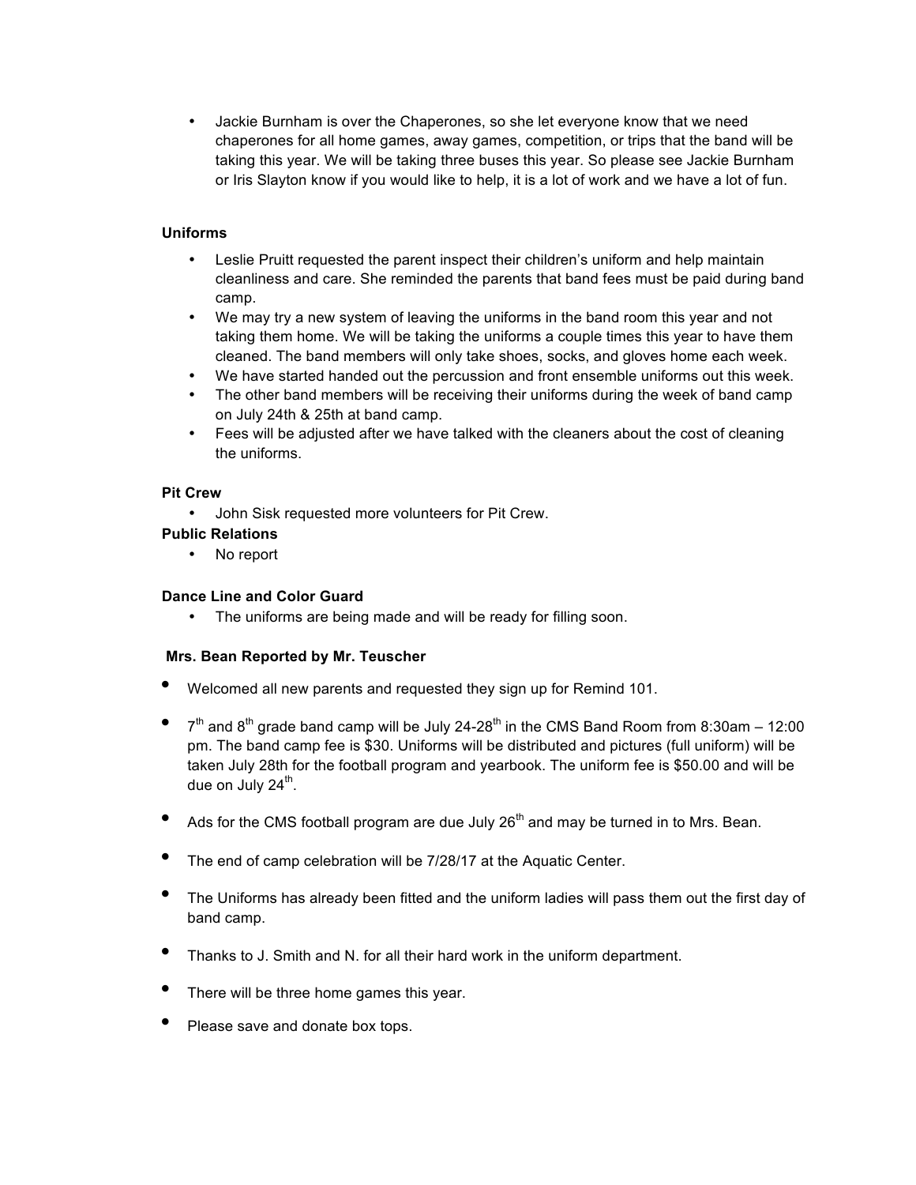- Jackie Burnham is over the Chaperones, so she let everyone know that we need chaperones for all home games, away games, competition, or trips that the band will be taking this year. We will be taking three buses this year. So please see Jackie Burnham or Iris Slayton know if you would like to help, it is a lot of work and we have a lot of fun.

**Uniforms**

- Leslie Pruitt requested the parent inspect their children's uniform and help maintain cleanliness and care. She reminded the parents that band fees must be paid during band camp.
- We may try a new system of leaving the uniforms in the band room this year and not taking them home. We will be taking the uniforms a couple times this year to have them cleaned. The band members will only take shoes, socks, and gloves home each week.
- We have started handed out the percussion and front ensemble uniforms out this week.
- The other band members will be receiving their uniforms during the week of band camp on July 24th & 25th at band camp.
- Fees will be adjusted after we have talked with the cleaners about the cost of cleaning the uniforms.

**Pit Crew**

- John Sisk requested more volunteers for Pit Crew.

**Public Relations**

- No report

**Dance Line and Color Guard**

- The uniforms are being made and will be ready for filling soon.

**Mrs. Bean Reported by Mr. Teuscher**

- Welcomed all new parents and requested they sign up for Remind 101.
- 7th and 8th grade band camp will be July 24-28th in the CMS Band Room from 8:30am – 12:00 pm. The band camp fee is $30. Uniforms will be distributed and pictures (full uniform) will be taken July 28th for the football program and yearbook. The uniform fee is $50.00 and will be due on July 24th.
- Ads for the CMS football program are due July 26th and may be turned in to Mrs. Bean.
- The end of camp celebration will be 7/28/17 at the Aquatic Center.
- The Uniforms has already been fitted and the uniform ladies will pass them out the first day of band camp.
- Thanks to J. Smith and N. for all their hard work in the uniform department.
- There will be three home games this year.
- Please save and donate box tops.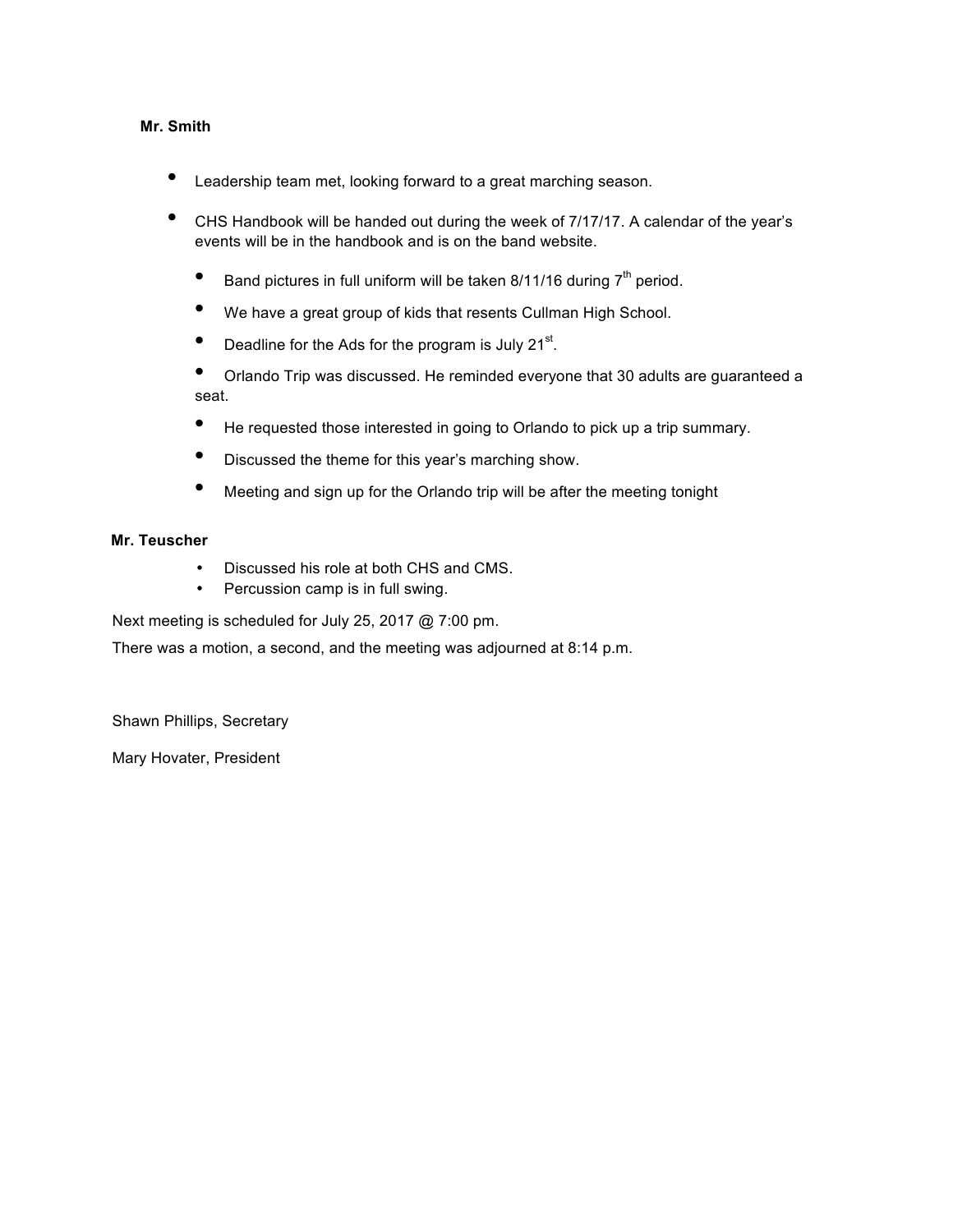**Mr. Smith**

- Leadership team met, looking forward to a great marching season.
- CHS Handbook will be handed out during the week of 7/17/17. A calendar of the year's events will be in the handbook and is on the band website.
  - Band pictures in full uniform will be taken 8/11/16 during 7th period.
  - We have a great group of kids that resents Cullman High School.
  - Deadline for the Ads for the program is July 21st.
  - Orlando Trip was discussed. He reminded everyone that 30 adults are guaranteed a seat.
  - He requested those interested in going to Orlando to pick up a trip summary.
  - Discussed the theme for this year's marching show.
  - Meeting and sign up for the Orlando trip will be after the meeting tonight

**Mr. Teuscher**

- Discussed his role at both CHS and CMS.
- Percussion camp is in full swing.

Next meeting is scheduled for July 25, 2017 @ 7:00 pm.

There was a motion, a second, and the meeting was adjourned at 8:14 p.m.

Shawn Phillips, Secretary

Mary Hovater, President